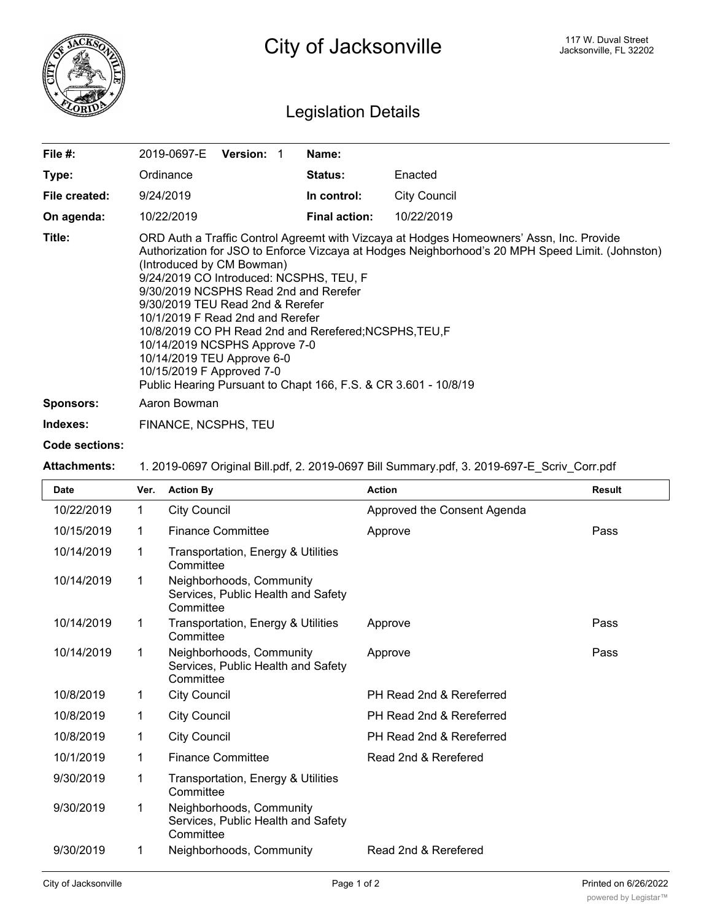# City of Jacksonville

117 W. Duval Street
Jacksonville, FL 32202

## Legislation Details

| | | | |
|---|---|---|---|
| **File #:** | 2019-0697-E **Version:** 1 | **Name:** | |
| **Type:** | Ordinance | **Status:** | Enacted |
| **File created:** | 9/24/2019 | **In control:** | City Council |
| **On agenda:** | 10/22/2019 | **Final action:** | 10/22/2019 |

**Title:** ORD Auth a Traffic Control Agreemt with Vizcaya at Hodges Homeowners' Assn, Inc. Provide Authorization for JSO to Enforce Vizcaya at Hodges Neighborhood's 20 MPH Speed Limit. (Johnston) (Introduced by CM Bowman)
9/24/2019 CO Introduced: NCSPHS, TEU, F
9/30/2019 NCSPHS Read 2nd and Rerefer
9/30/2019 TEU Read 2nd & Rerefer
10/1/2019 F Read 2nd and Rerefer
10/8/2019 CO PH Read 2nd and Rerefered;NCSPHS,TEU,F
10/14/2019 NCSPHS Approve 7-0
10/14/2019 TEU Approve 6-0
10/15/2019 F Approved 7-0
Public Hearing Pursuant to Chapt 166, F.S. & CR 3.601 - 10/8/19

**Sponsors:** Aaron Bowman

**Indexes:** FINANCE, NCSPHS, TEU

**Code sections:**

**Attachments:** 1. 2019-0697 Original Bill.pdf, 2. 2019-0697 Bill Summary.pdf, 3. 2019-697-E_Scriv_Corr.pdf

| Date | Ver. | Action By | Action | Result |
|---|---|---|---|---|
| 10/22/2019 | 1 | City Council | Approved the Consent Agenda | |
| 10/15/2019 | 1 | Finance Committee | Approve | Pass |
| 10/14/2019 | 1 | Transportation, Energy & Utilities Committee | | |
| 10/14/2019 | 1 | Neighborhoods, Community Services, Public Health and Safety Committee | | |
| 10/14/2019 | 1 | Transportation, Energy & Utilities Committee | Approve | Pass |
| 10/14/2019 | 1 | Neighborhoods, Community Services, Public Health and Safety Committee | Approve | Pass |
| 10/8/2019 | 1 | City Council | PH Read 2nd & Rereferred | |
| 10/8/2019 | 1 | City Council | PH Read 2nd & Rereferred | |
| 10/8/2019 | 1 | City Council | PH Read 2nd & Rereferred | |
| 10/1/2019 | 1 | Finance Committee | Read 2nd & Rerefered | |
| 9/30/2019 | 1 | Transportation, Energy & Utilities Committee | | |
| 9/30/2019 | 1 | Neighborhoods, Community Services, Public Health and Safety Committee | | |
| 9/30/2019 | 1 | Neighborhoods, Community | Read 2nd & Rerefered | |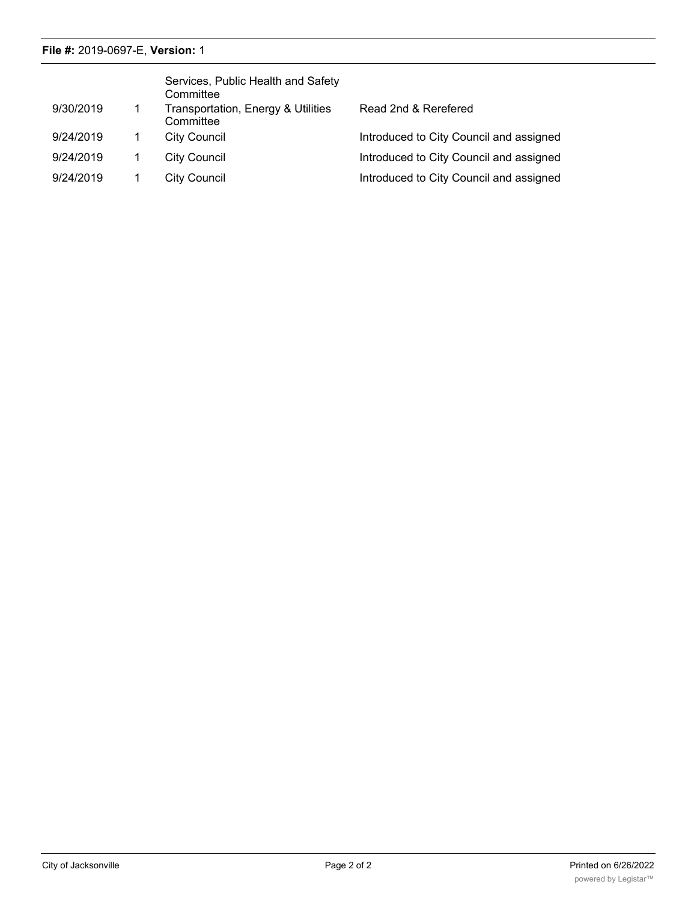**File #:** 2019-0697-E, **Version:** 1

| | | | |
|---|---|---|---|
| | | Services, Public Health and Safety Committee | |
| 9/30/2019 | 1 | Transportation, Energy & Utilities Committee | Read 2nd & Rerefered |
| 9/24/2019 | 1 | City Council | Introduced to City Council and assigned |
| 9/24/2019 | 1 | City Council | Introduced to City Council and assigned |
| 9/24/2019 | 1 | City Council | Introduced to City Council and assigned |